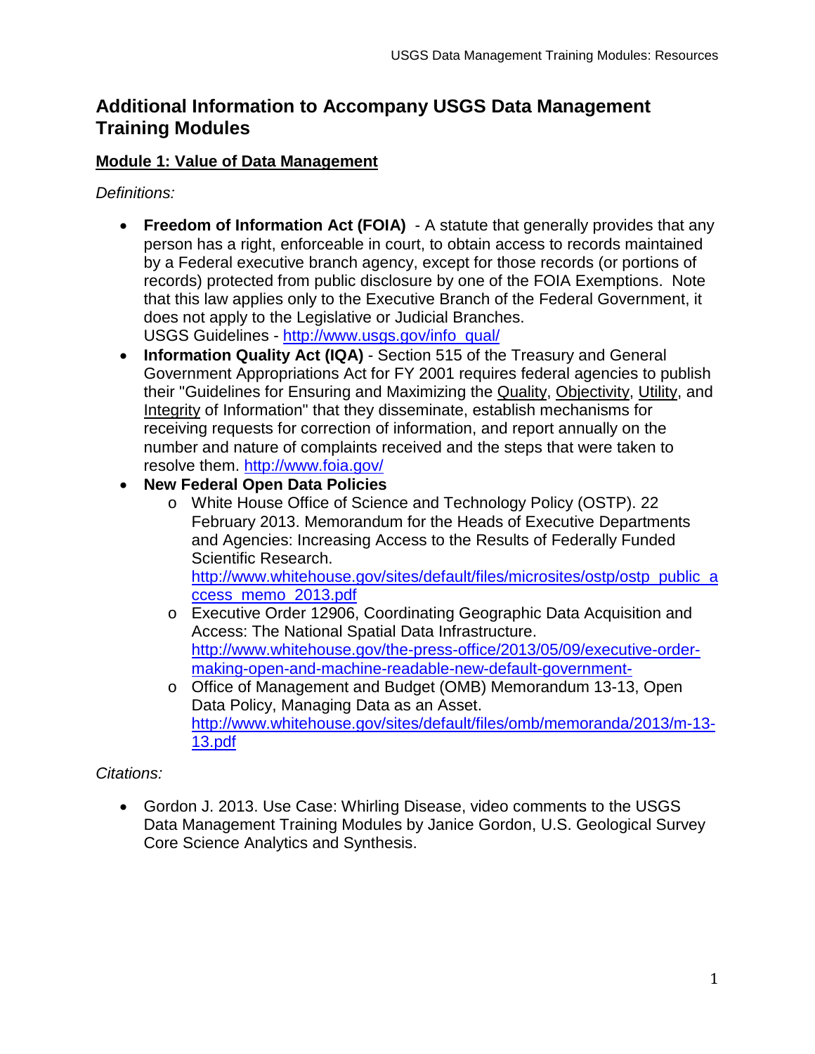# Additional Information to Accompany USGS Data Management Training Modules

## Module 1: Value of Data Management

*Definitions:*

- **Freedom of Information Act (FOIA)** - A statute that generally provides that any person has a right, enforceable in court, to obtain access to records maintained by a Federal executive branch agency, except for those records (or portions of records) protected from public disclosure by one of the FOIA Exemptions. Note that this law applies only to the Executive Branch of the Federal Government, it does not apply to the Legislative or Judicial Branches.
  USGS Guidelines - http://www.usgs.gov/info_qual/
- **Information Quality Act (IQA)** - Section 515 of the Treasury and General Government Appropriations Act for FY 2001 requires federal agencies to publish their "Guidelines for Ensuring and Maximizing the Quality, Objectivity, Utility, and Integrity of Information" that they disseminate, establish mechanisms for receiving requests for correction of information, and report annually on the number and nature of complaints received and the steps that were taken to resolve them. http://www.foia.gov/
- **New Federal Open Data Policies**
  - White House Office of Science and Technology Policy (OSTP). 22 February 2013. Memorandum for the Heads of Executive Departments and Agencies: Increasing Access to the Results of Federally Funded Scientific Research. http://www.whitehouse.gov/sites/default/files/microsites/ostp/ostp_public_access_memo_2013.pdf
  - Executive Order 12906, Coordinating Geographic Data Acquisition and Access: The National Spatial Data Infrastructure. http://www.whitehouse.gov/the-press-office/2013/05/09/executive-order-making-open-and-machine-readable-new-default-government-
  - Office of Management and Budget (OMB) Memorandum 13-13, Open Data Policy, Managing Data as an Asset. http://www.whitehouse.gov/sites/default/files/omb/memoranda/2013/m-13-13.pdf

*Citations:*

- Gordon J. 2013. Use Case: Whirling Disease, video comments to the USGS Data Management Training Modules by Janice Gordon, U.S. Geological Survey Core Science Analytics and Synthesis.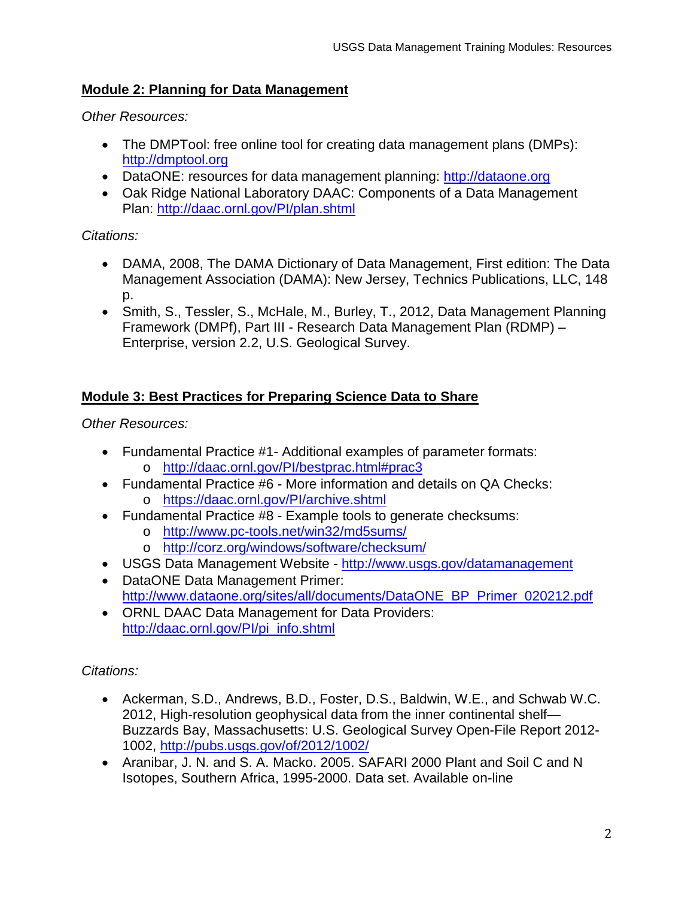## Module 2: Planning for Data Management

*Other Resources:*

- The DMPTool: free online tool for creating data management plans (DMPs): http://dmptool.org
- DataONE: resources for data management planning: http://dataone.org
- Oak Ridge National Laboratory DAAC: Components of a Data Management Plan: http://daac.ornl.gov/PI/plan.shtml

*Citations:*

- DAMA, 2008, The DAMA Dictionary of Data Management, First edition: The Data Management Association (DAMA): New Jersey, Technics Publications, LLC, 148 p.
- Smith, S., Tessler, S., McHale, M., Burley, T., 2012, Data Management Planning Framework (DMPf), Part III - Research Data Management Plan (RDMP) – Enterprise, version 2.2, U.S. Geological Survey.

## Module 3: Best Practices for Preparing Science Data to Share

*Other Resources:*

- Fundamental Practice #1- Additional examples of parameter formats:
  - http://daac.ornl.gov/PI/bestprac.html#prac3
- Fundamental Practice #6 - More information and details on QA Checks:
  - https://daac.ornl.gov/PI/archive.shtml
- Fundamental Practice #8 - Example tools to generate checksums:
  - http://www.pc-tools.net/win32/md5sums/
  - http://corz.org/windows/software/checksum/
- USGS Data Management Website - http://www.usgs.gov/datamanagement
- DataONE Data Management Primer: http://www.dataone.org/sites/all/documents/DataONE_BP_Primer_020212.pdf
- ORNL DAAC Data Management for Data Providers: http://daac.ornl.gov/PI/pi_info.shtml

*Citations:*

- Ackerman, S.D., Andrews, B.D., Foster, D.S., Baldwin, W.E., and Schwab W.C. 2012, High-resolution geophysical data from the inner continental shelf—Buzzards Bay, Massachusetts: U.S. Geological Survey Open-File Report 2012-1002, http://pubs.usgs.gov/of/2012/1002/
- Aranibar, J. N. and S. A. Macko. 2005. SAFARI 2000 Plant and Soil C and N Isotopes, Southern Africa, 1995-2000. Data set. Available on-line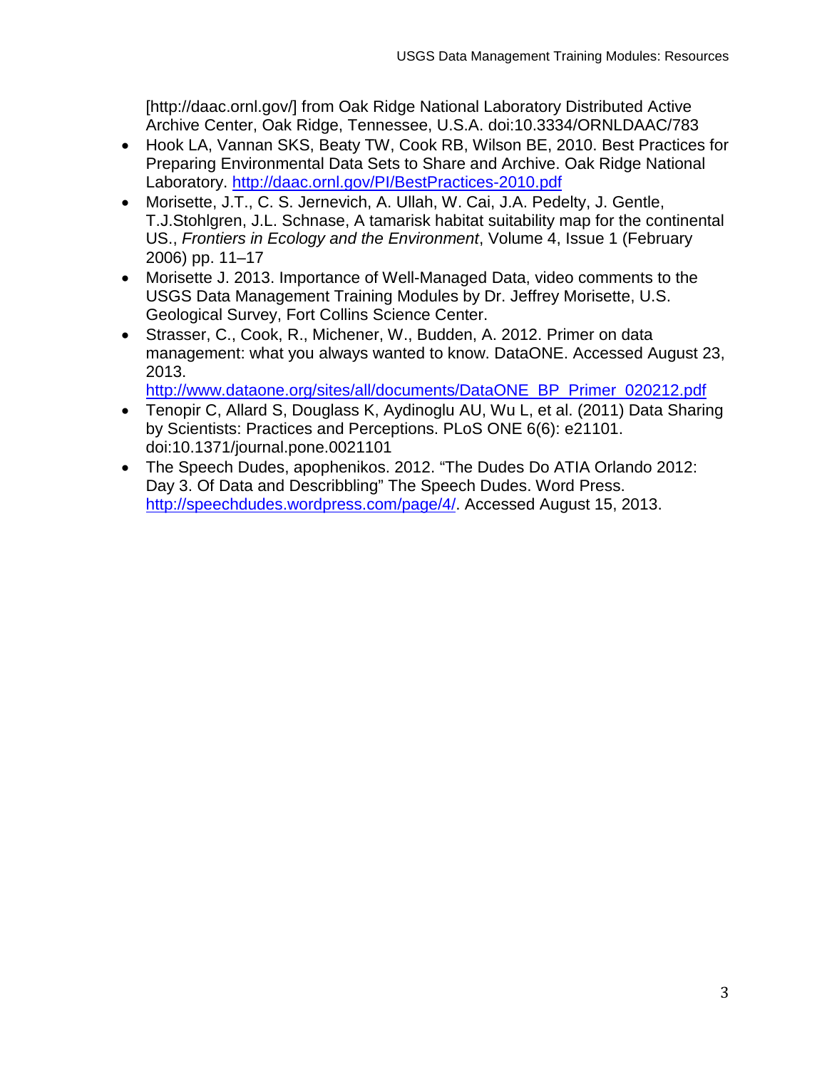[http://daac.ornl.gov/] from Oak Ridge National Laboratory Distributed Active Archive Center, Oak Ridge, Tennessee, U.S.A. doi:10.3334/ORNLDAAC/783

- Hook LA, Vannan SKS, Beaty TW, Cook RB, Wilson BE, 2010. Best Practices for Preparing Environmental Data Sets to Share and Archive. Oak Ridge National Laboratory. http://daac.ornl.gov/PI/BestPractices-2010.pdf
- Morisette, J.T., C. S. Jernevich, A. Ullah, W. Cai, J.A. Pedelty, J. Gentle, T.J.Stohlgren, J.L. Schnase, A tamarisk habitat suitability map for the continental US., *Frontiers in Ecology and the Environment*, Volume 4, Issue 1 (February 2006) pp. 11–17
- Morisette J. 2013. Importance of Well-Managed Data, video comments to the USGS Data Management Training Modules by Dr. Jeffrey Morisette, U.S. Geological Survey, Fort Collins Science Center.
- Strasser, C., Cook, R., Michener, W., Budden, A. 2012. Primer on data management: what you always wanted to know. DataONE. Accessed August 23, 2013. http://www.dataone.org/sites/all/documents/DataONE_BP_Primer_020212.pdf
- Tenopir C, Allard S, Douglass K, Aydinoglu AU, Wu L, et al. (2011) Data Sharing by Scientists: Practices and Perceptions. PLoS ONE 6(6): e21101. doi:10.1371/journal.pone.0021101
- The Speech Dudes, apophenikos. 2012. "The Dudes Do ATIA Orlando 2012: Day 3. Of Data and Describbling" The Speech Dudes. Word Press. http://speechdudes.wordpress.com/page/4/. Accessed August 15, 2013.